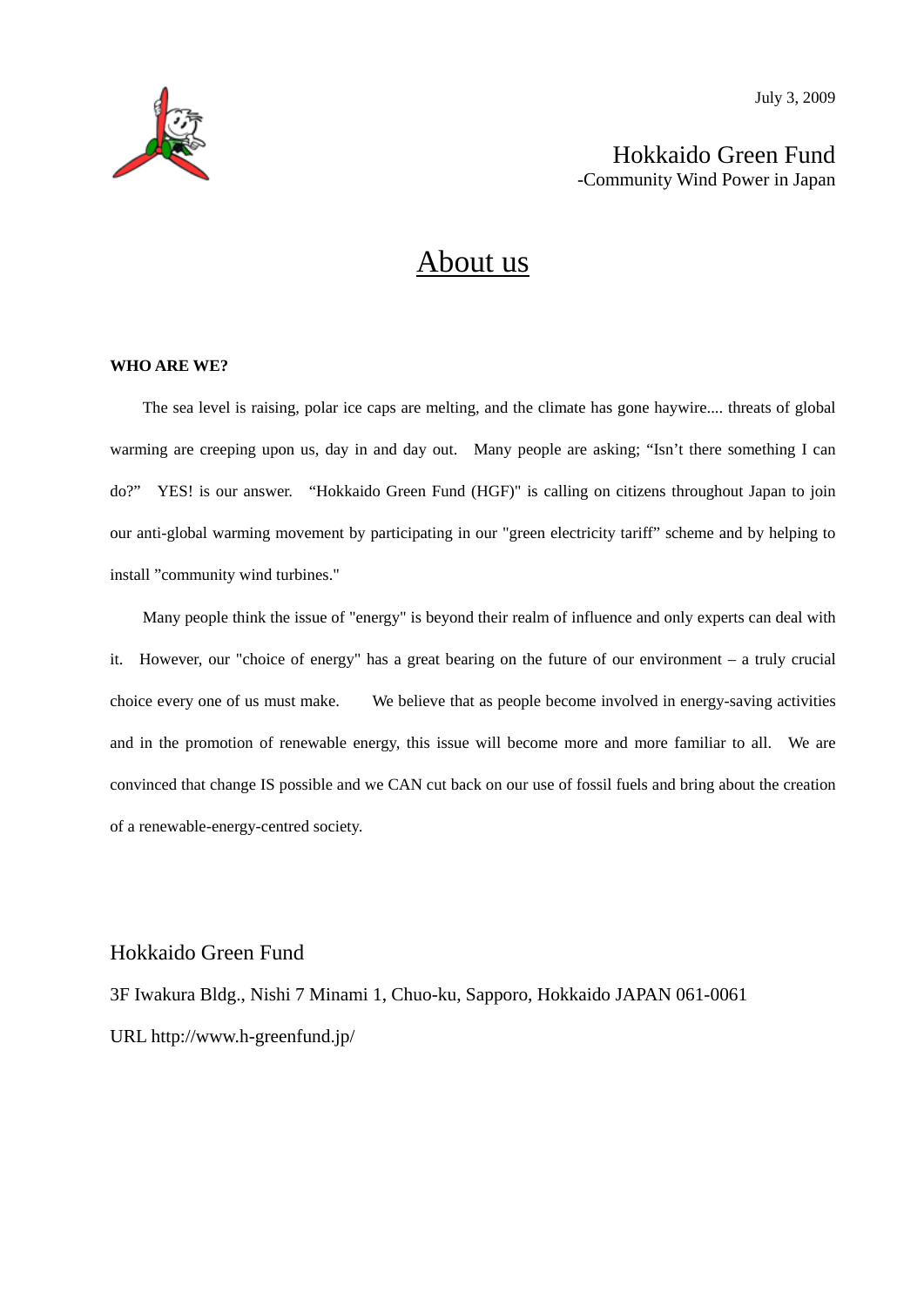July 3, 2009

Hokkaido Green Fund
-Community Wind Power in Japan

# About us

**WHO ARE WE?**

The sea level is raising, polar ice caps are melting, and the climate has gone haywire.... threats of global warming are creeping upon us, day in and day out. Many people are asking; "Isn't there something I can do?" YES! is our answer. "Hokkaido Green Fund (HGF)" is calling on citizens throughout Japan to join our anti-global warming movement by participating in our "green electricity tariff" scheme and by helping to install "community wind turbines."

Many people think the issue of "energy" is beyond their realm of influence and only experts can deal with it. However, our "choice of energy" has a great bearing on the future of our environment – a truly crucial choice every one of us must make. We believe that as people become involved in energy-saving activities and in the promotion of renewable energy, this issue will become more and more familiar to all. We are convinced that change IS possible and we CAN cut back on our use of fossil fuels and bring about the creation of a renewable-energy-centred society.

Hokkaido Green Fund

3F Iwakura Bldg., Nishi 7 Minami 1, Chuo-ku, Sapporo, Hokkaido JAPAN 061-0061

URL http://www.h-greenfund.jp/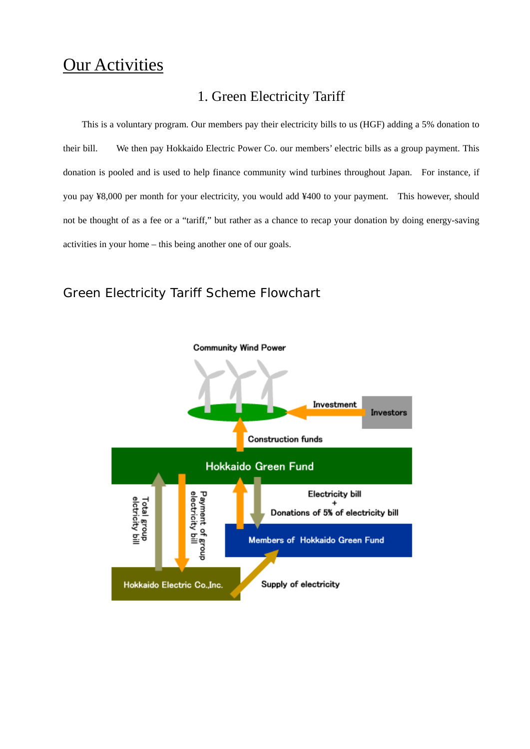# Our Activities

## 1. Green Electricity Tariff

This is a voluntary program. Our members pay their electricity bills to us (HGF) adding a 5% donation to their bill. We then pay Hokkaido Electric Power Co. our members' electric bills as a group payment. This donation is pooled and is used to help finance community wind turbines throughout Japan. For instance, if you pay ¥8,000 per month for your electricity, you would add ¥400 to your payment. This however, should not be thought of as a fee or a "tariff," but rather as a chance to recap your donation by doing energy-saving activities in your home – this being another one of our goals.

### Green Electricity Tariff Scheme Flowchart

Community Wind Power

Investment

Investors

Construction funds

Hokkaido Green Fund

Total group elctricity bill

Payment of group electricity bill

Electricity bill + Donations of 5% of electricity bill

Members of Hokkaido Green Fund

Hokkaido Electric Co.,Inc.

Supply of electricity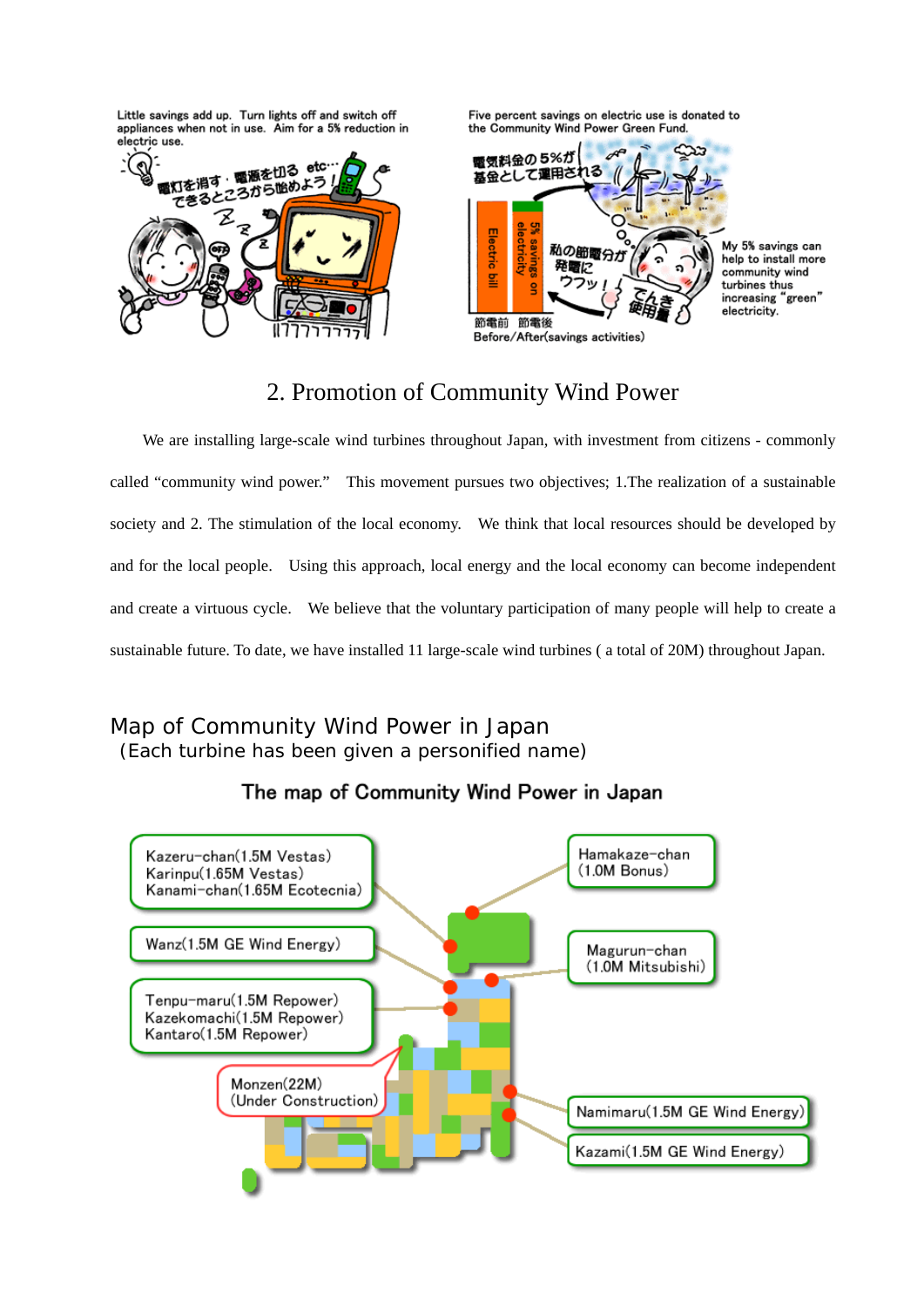Little savings add up. Turn lights off and switch off appliances when not in use. Aim for a 5% reduction in electric use.

電灯を消す・電源を切る etc… できるところから始めよう！

Five percent savings on electric use is donated to the Community Wind Power Green Fund.

電気料金の5%が基金として運用される

Electric bill

5% savings on electricity

節電前　節電後

Before/After(savings activities)

私の節電分が発電にウフッ！

でんき使用量

My 5% savings can help to install more community wind turbines thus increasing "green" electricity.

## 2. Promotion of Community Wind Power

We are installing large-scale wind turbines throughout Japan, with investment from citizens - commonly called "community wind power." This movement pursues two objectives; 1.The realization of a sustainable society and 2. The stimulation of the local economy. We think that local resources should be developed by and for the local people. Using this approach, local energy and the local economy can become independent and create a virtuous cycle. We believe that the voluntary participation of many people will help to create a sustainable future. To date, we have installed 11 large-scale wind turbines ( a total of 20M) throughout Japan.

## Map of Community Wind Power in Japan

(Each turbine has been given a personified name)

### The map of Community Wind Power in Japan

- Kazeru-chan(1.5M Vestas)
- Karinpu(1.65M Vestas)
- Kanami-chan(1.65M Ecotecnia)
- Wanz(1.5M GE Wind Energy)
- Tenpu-maru(1.5M Repower)
- Kazekomachi(1.5M Repower)
- Kantaro(1.5M Repower)
- Monzen(22M) (Under Construction)
- Hamakaze-chan (1.0M Bonus)
- Magurun-chan (1.0M Mitsubishi)
- Namimaru(1.5M GE Wind Energy)
- Kazami(1.5M GE Wind Energy)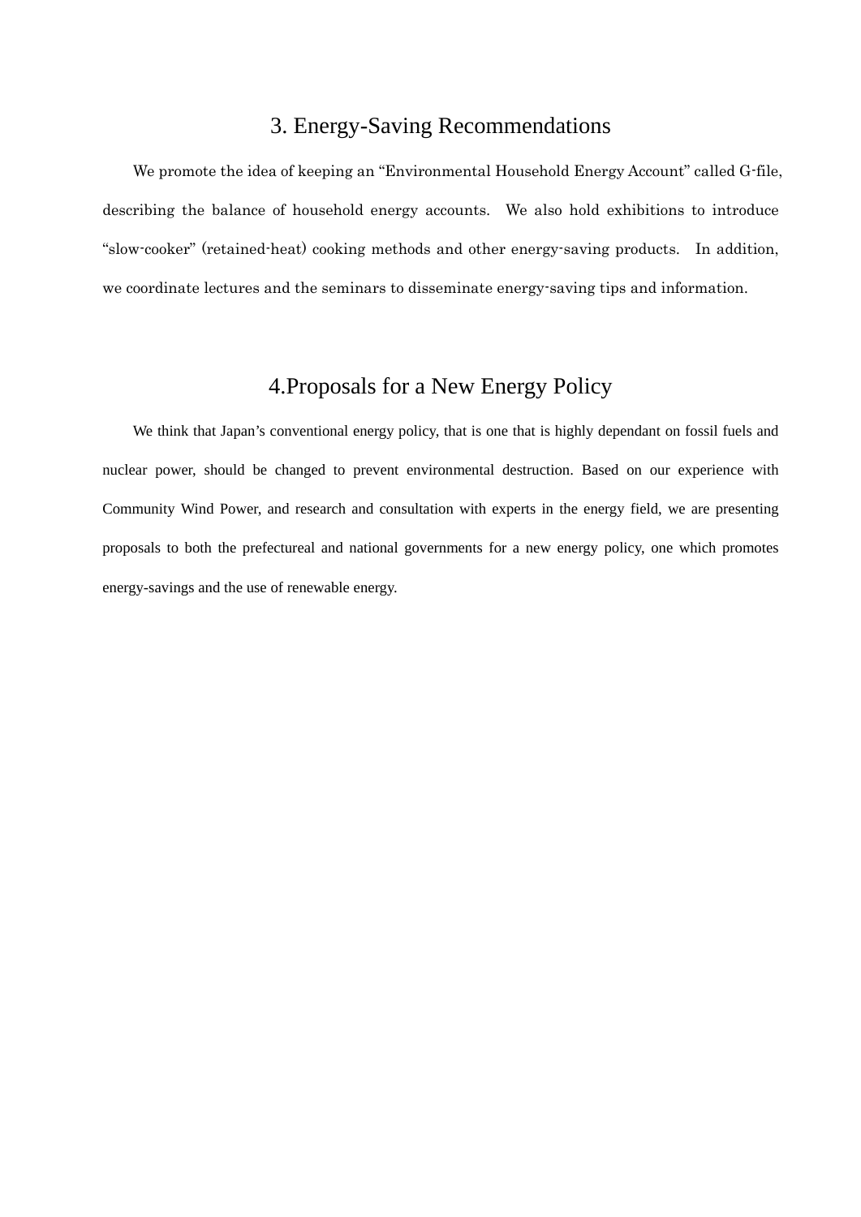## 3. Energy-Saving Recommendations

We promote the idea of keeping an "Environmental Household Energy Account" called G-file, describing the balance of household energy accounts. We also hold exhibitions to introduce "slow-cooker" (retained-heat) cooking methods and other energy-saving products. In addition, we coordinate lectures and the seminars to disseminate energy-saving tips and information.

## 4.Proposals for a New Energy Policy

We think that Japan's conventional energy policy, that is one that is highly dependant on fossil fuels and nuclear power, should be changed to prevent environmental destruction. Based on our experience with Community Wind Power, and research and consultation with experts in the energy field, we are presenting proposals to both the prefectureal and national governments for a new energy policy, one which promotes energy-savings and the use of renewable energy.